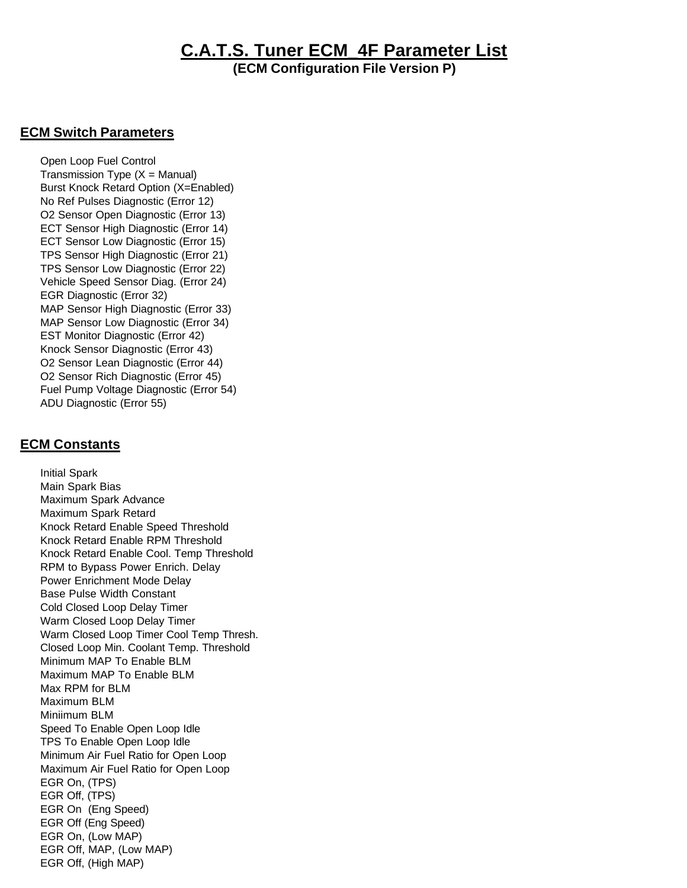# C.A.T.S. Tuner ECM 4F Parameter List

**(ECM Configuration File Version P)**

## ECM Switch Parameters

- Open Loop Fuel Control
- Transmission Type (X = Manual)
- Burst Knock Retard Option (X=Enabled)
- No Ref Pulses Diagnostic (Error 12)
- O2 Sensor Open Diagnostic (Error 13)
- ECT Sensor High Diagnostic (Error 14)
- ECT Sensor Low Diagnostic (Error 15)
- TPS Sensor High Diagnostic (Error 21)
- TPS Sensor Low Diagnostic (Error 22)
- Vehicle Speed Sensor Diag. (Error 24)
- EGR Diagnostic (Error 32)
- MAP Sensor High Diagnostic (Error 33)
- MAP Sensor Low Diagnostic (Error 34)
- EST Monitor Diagnostic (Error 42)
- Knock Sensor Diagnostic (Error 43)
- O2 Sensor Lean Diagnostic (Error 44)
- O2 Sensor Rich Diagnostic (Error 45)
- Fuel Pump Voltage Diagnostic (Error 54)
- ADU Diagnostic (Error 55)

## ECM Constants

- Initial Spark
- Main Spark Bias
- Maximum Spark Advance
- Maximum Spark Retard
- Knock Retard Enable Speed Threshold
- Knock Retard Enable RPM Threshold
- Knock Retard Enable Cool. Temp Threshold
- RPM to Bypass Power Enrich. Delay
- Power Enrichment Mode Delay
- Base Pulse Width Constant
- Cold Closed Loop Delay Timer
- Warm Closed Loop Delay Timer
- Warm Closed Loop Timer Cool Temp Thresh.
- Closed Loop Min. Coolant Temp. Threshold
- Minimum MAP To Enable BLM
- Maximum MAP To Enable BLM
- Max RPM for BLM
- Maximum BLM
- Miniimum BLM
- Speed To Enable Open Loop Idle
- TPS To Enable Open Loop Idle
- Minimum Air Fuel Ratio for Open Loop
- Maximum Air Fuel Ratio for Open Loop
- EGR On, (TPS)
- EGR Off, (TPS)
- EGR On (Eng Speed)
- EGR Off (Eng Speed)
- EGR On, (Low MAP)
- EGR Off, MAP, (Low MAP)
- EGR Off, (High MAP)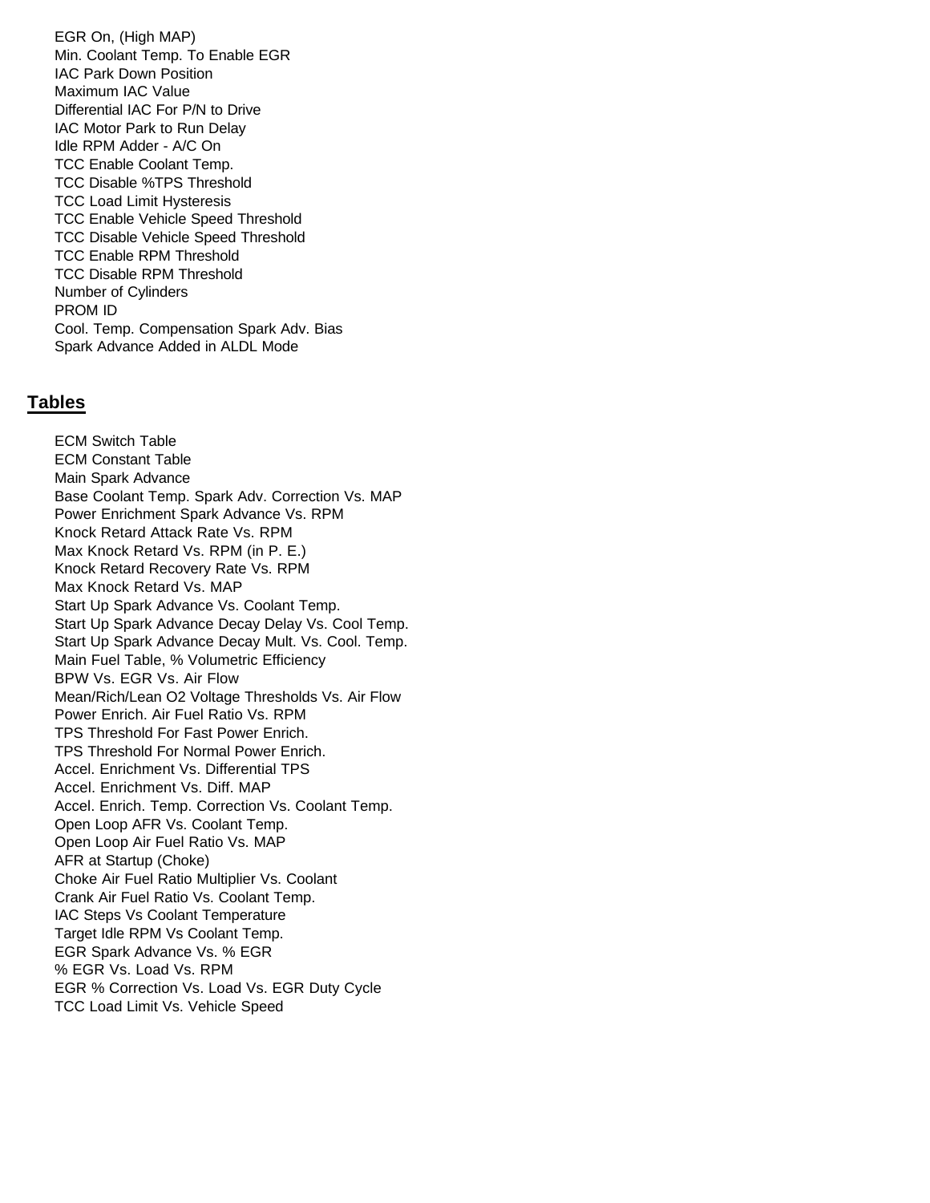EGR On, (High MAP)
Min. Coolant Temp. To Enable EGR
IAC Park Down Position
Maximum IAC Value
Differential IAC For P/N to Drive
IAC Motor Park to Run Delay
Idle RPM Adder - A/C On
TCC Enable Coolant Temp.
TCC Disable %TPS Threshold
TCC Load Limit Hysteresis
TCC Enable Vehicle Speed Threshold
TCC Disable Vehicle Speed Threshold
TCC Enable RPM Threshold
TCC Disable RPM Threshold
Number of Cylinders
PROM ID
Cool. Temp. Compensation Spark Adv. Bias
Spark Advance Added in ALDL Mode

## Tables

ECM Switch Table
ECM Constant Table
Main Spark Advance
Base Coolant Temp. Spark Adv. Correction Vs. MAP
Power Enrichment Spark Advance Vs. RPM
Knock Retard Attack Rate Vs. RPM
Max Knock Retard Vs. RPM (in P. E.)
Knock Retard Recovery Rate Vs. RPM
Max Knock Retard Vs. MAP
Start Up Spark Advance Vs. Coolant Temp.
Start Up Spark Advance Decay Delay Vs. Cool Temp.
Start Up Spark Advance Decay Mult. Vs. Cool. Temp.
Main Fuel Table, % Volumetric Efficiency
BPW Vs. EGR Vs. Air Flow
Mean/Rich/Lean O2 Voltage Thresholds Vs. Air Flow
Power Enrich. Air Fuel Ratio Vs. RPM
TPS Threshold For Fast Power Enrich.
TPS Threshold For Normal Power Enrich.
Accel. Enrichment Vs. Differential TPS
Accel. Enrichment Vs. Diff. MAP
Accel. Enrich. Temp. Correction Vs. Coolant Temp.
Open Loop AFR Vs. Coolant Temp.
Open Loop Air Fuel Ratio Vs. MAP
AFR at Startup (Choke)
Choke Air Fuel Ratio Multiplier Vs. Coolant
Crank Air Fuel Ratio Vs. Coolant Temp.
IAC Steps Vs Coolant Temperature
Target Idle RPM Vs Coolant Temp.
EGR Spark Advance Vs. % EGR
% EGR Vs. Load Vs. RPM
EGR % Correction Vs. Load Vs. EGR Duty Cycle
TCC Load Limit Vs. Vehicle Speed